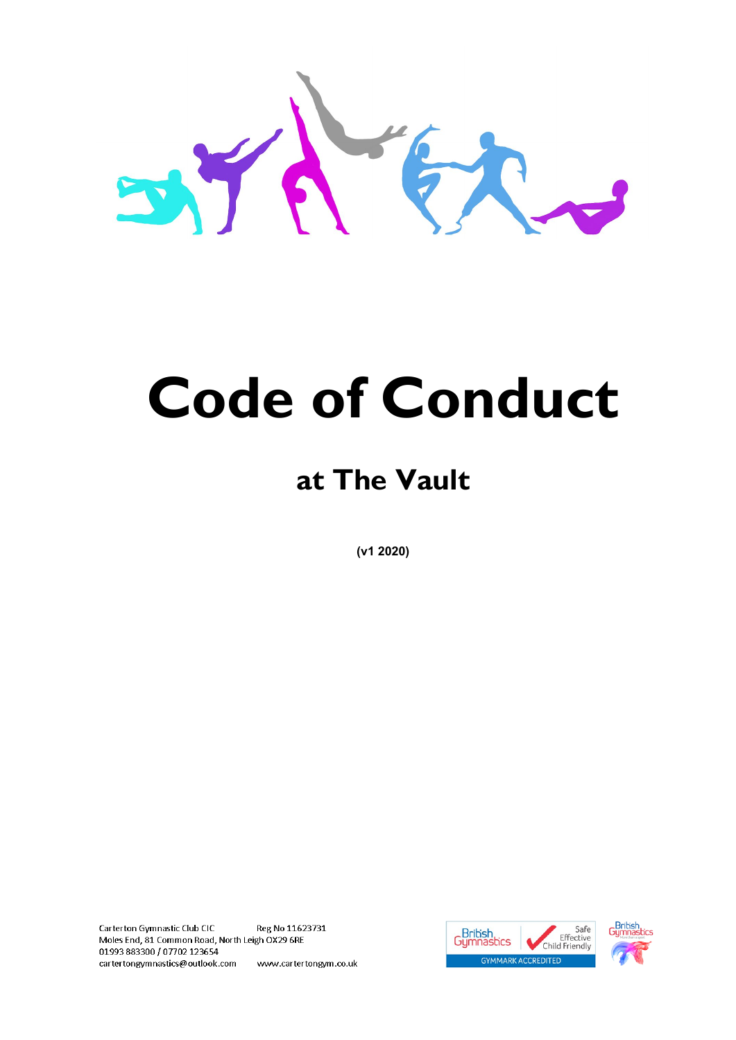# Code of Conduct

## at The Vault

**(v1 2020)**

Carterton Gymnastic Club CIC Reg No 11623731
Moles End, 81 Common Road, North Leigh OX29 6RE
01993 883300 / 07702 123654
cartertongymnastics@outlook.com www.cartertongym.co.uk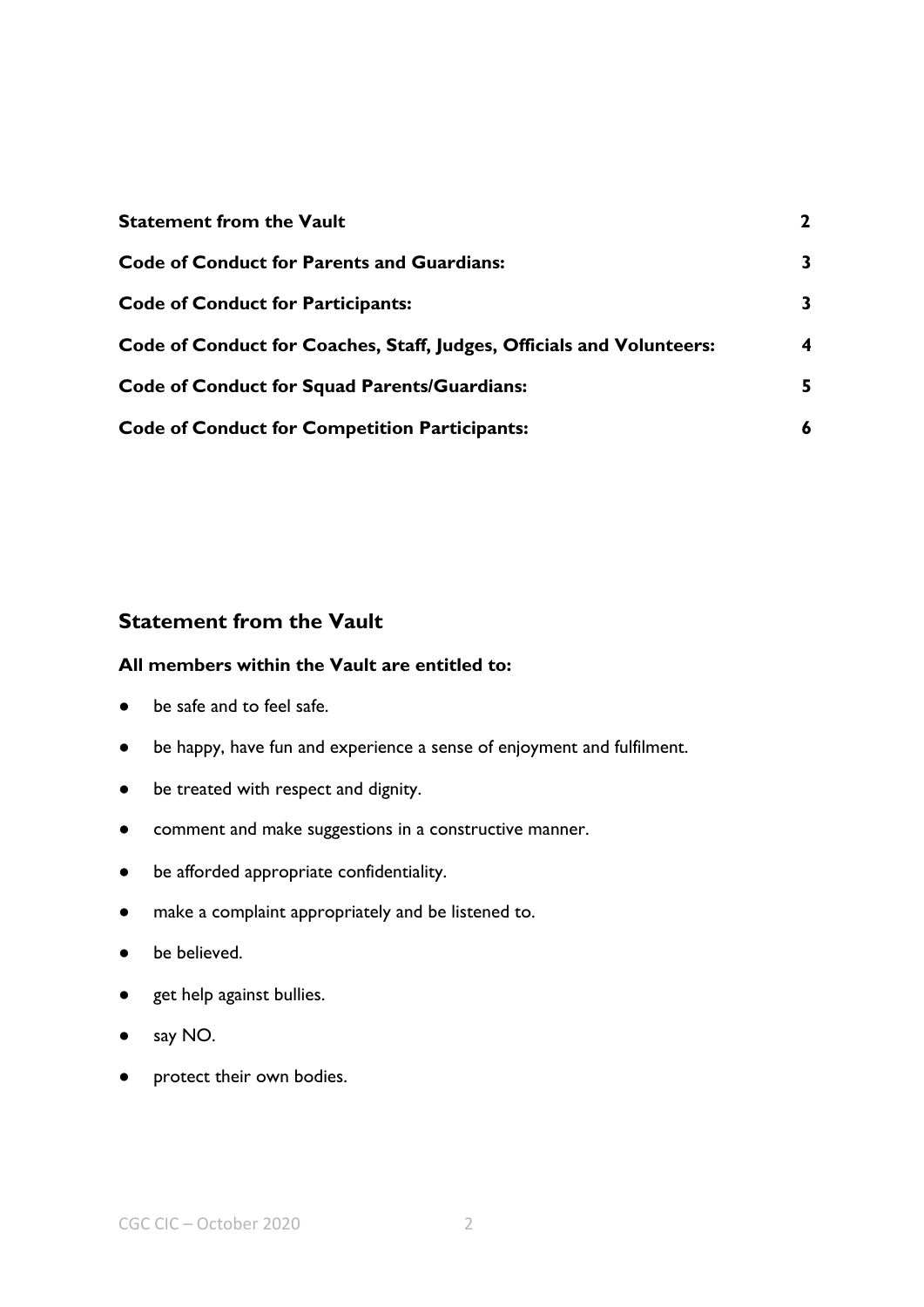| | |
|---|---|
| **Statement from the Vault** | **2** |
| **Code of Conduct for Parents and Guardians:** | **3** |
| **Code of Conduct for Participants:** | **3** |
| **Code of Conduct for Coaches, Staff, Judges, Officials and Volunteers:** | **4** |
| **Code of Conduct for Squad Parents/Guardians:** | **5** |
| **Code of Conduct for Competition Participants:** | **6** |

## Statement from the Vault

**All members within the Vault are entitled to:**

- be safe and to feel safe.
- be happy, have fun and experience a sense of enjoyment and fulfilment.
- be treated with respect and dignity.
- comment and make suggestions in a constructive manner.
- be afforded appropriate confidentiality.
- make a complaint appropriately and be listened to.
- be believed.
- get help against bullies.
- say NO.
- protect their own bodies.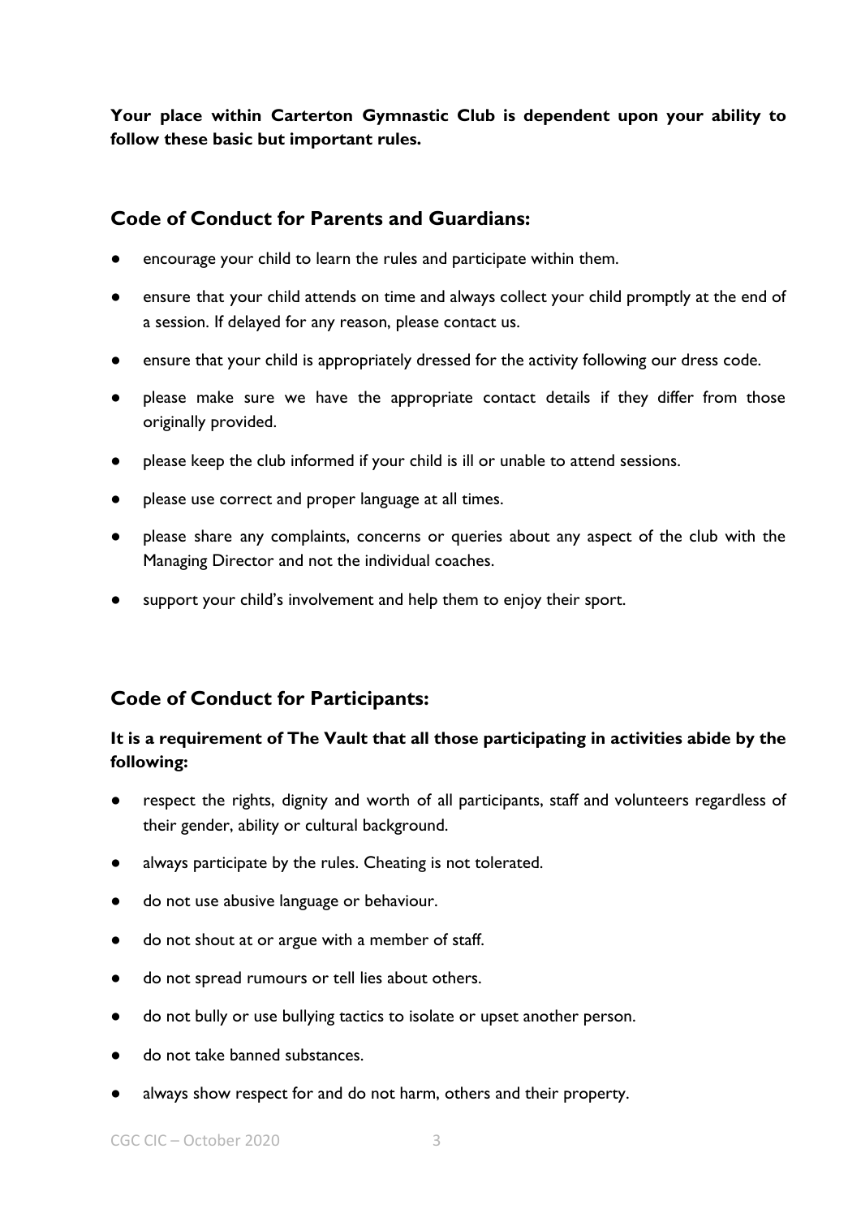**Your place within Carterton Gymnastic Club is dependent upon your ability to follow these basic but important rules.**

## Code of Conduct for Parents and Guardians:

- encourage your child to learn the rules and participate within them.
- ensure that your child attends on time and always collect your child promptly at the end of a session. If delayed for any reason, please contact us.
- ensure that your child is appropriately dressed for the activity following our dress code.
- please make sure we have the appropriate contact details if they differ from those originally provided.
- please keep the club informed if your child is ill or unable to attend sessions.
- please use correct and proper language at all times.
- please share any complaints, concerns or queries about any aspect of the club with the Managing Director and not the individual coaches.
- support your child's involvement and help them to enjoy their sport.

## Code of Conduct for Participants:

### It is a requirement of The Vault that all those participating in activities abide by the following:

- respect the rights, dignity and worth of all participants, staff and volunteers regardless of their gender, ability or cultural background.
- always participate by the rules. Cheating is not tolerated.
- do not use abusive language or behaviour.
- do not shout at or argue with a member of staff.
- do not spread rumours or tell lies about others.
- do not bully or use bullying tactics to isolate or upset another person.
- do not take banned substances.
- always show respect for and do not harm, others and their property.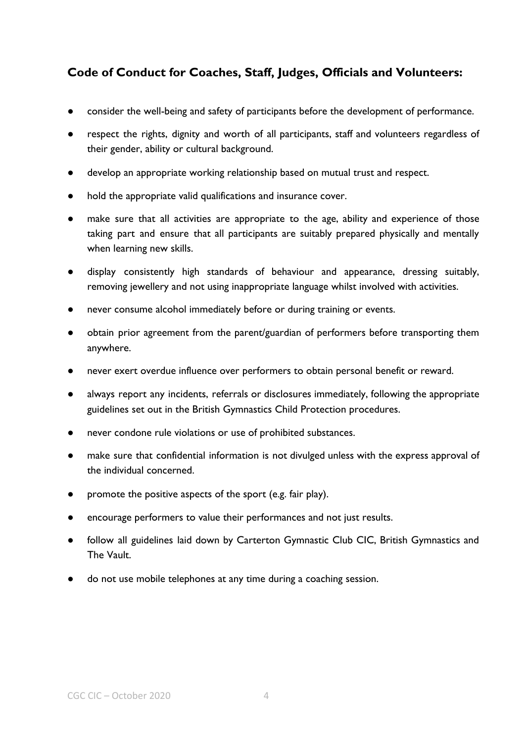## Code of Conduct for Coaches, Staff, Judges, Officials and Volunteers:

- consider the well-being and safety of participants before the development of performance.
- respect the rights, dignity and worth of all participants, staff and volunteers regardless of their gender, ability or cultural background.
- develop an appropriate working relationship based on mutual trust and respect.
- hold the appropriate valid qualifications and insurance cover.
- make sure that all activities are appropriate to the age, ability and experience of those taking part and ensure that all participants are suitably prepared physically and mentally when learning new skills.
- display consistently high standards of behaviour and appearance, dressing suitably, removing jewellery and not using inappropriate language whilst involved with activities.
- never consume alcohol immediately before or during training or events.
- obtain prior agreement from the parent/guardian of performers before transporting them anywhere.
- never exert overdue influence over performers to obtain personal benefit or reward.
- always report any incidents, referrals or disclosures immediately, following the appropriate guidelines set out in the British Gymnastics Child Protection procedures.
- never condone rule violations or use of prohibited substances.
- make sure that confidential information is not divulged unless with the express approval of the individual concerned.
- promote the positive aspects of the sport (e.g. fair play).
- encourage performers to value their performances and not just results.
- follow all guidelines laid down by Carterton Gymnastic Club CIC, British Gymnastics and The Vault.
- do not use mobile telephones at any time during a coaching session.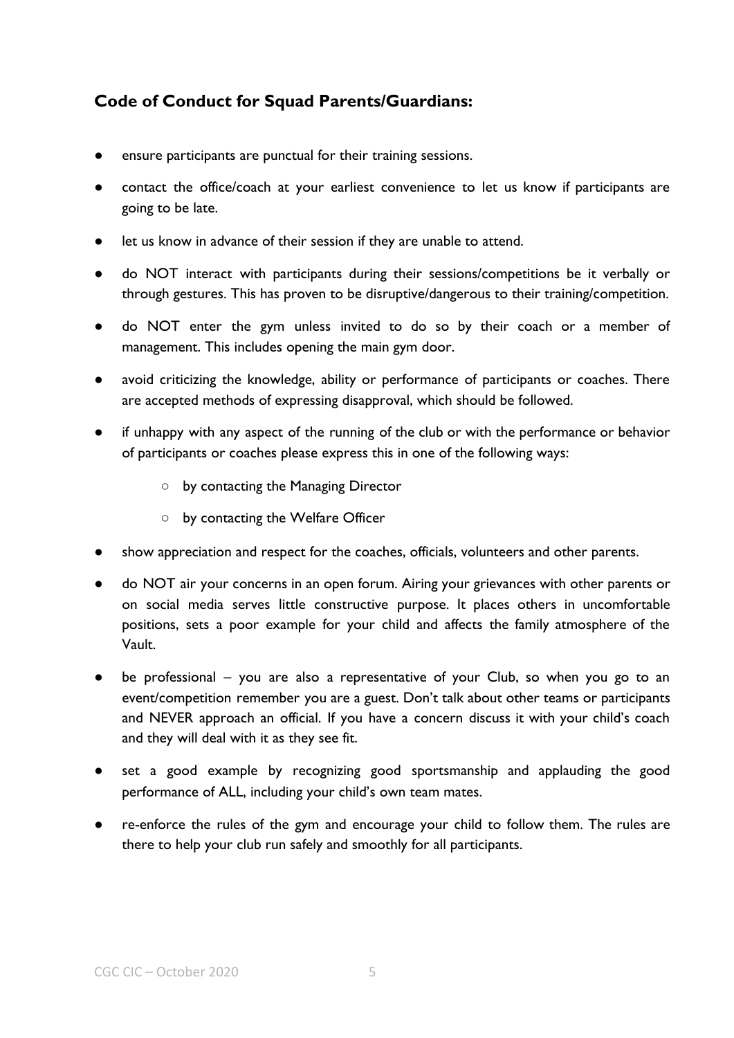## Code of Conduct for Squad Parents/Guardians:

- ensure participants are punctual for their training sessions.
- contact the office/coach at your earliest convenience to let us know if participants are going to be late.
- let us know in advance of their session if they are unable to attend.
- do NOT interact with participants during their sessions/competitions be it verbally or through gestures. This has proven to be disruptive/dangerous to their training/competition.
- do NOT enter the gym unless invited to do so by their coach or a member of management. This includes opening the main gym door.
- avoid criticizing the knowledge, ability or performance of participants or coaches. There are accepted methods of expressing disapproval, which should be followed.
- if unhappy with any aspect of the running of the club or with the performance or behavior of participants or coaches please express this in one of the following ways:
  - by contacting the Managing Director
  - by contacting the Welfare Officer
- show appreciation and respect for the coaches, officials, volunteers and other parents.
- do NOT air your concerns in an open forum. Airing your grievances with other parents or on social media serves little constructive purpose. It places others in uncomfortable positions, sets a poor example for your child and affects the family atmosphere of the Vault.
- be professional – you are also a representative of your Club, so when you go to an event/competition remember you are a guest. Don't talk about other teams or participants and NEVER approach an official. If you have a concern discuss it with your child's coach and they will deal with it as they see fit.
- set a good example by recognizing good sportsmanship and applauding the good performance of ALL, including your child's own team mates.
- re-enforce the rules of the gym and encourage your child to follow them. The rules are there to help your club run safely and smoothly for all participants.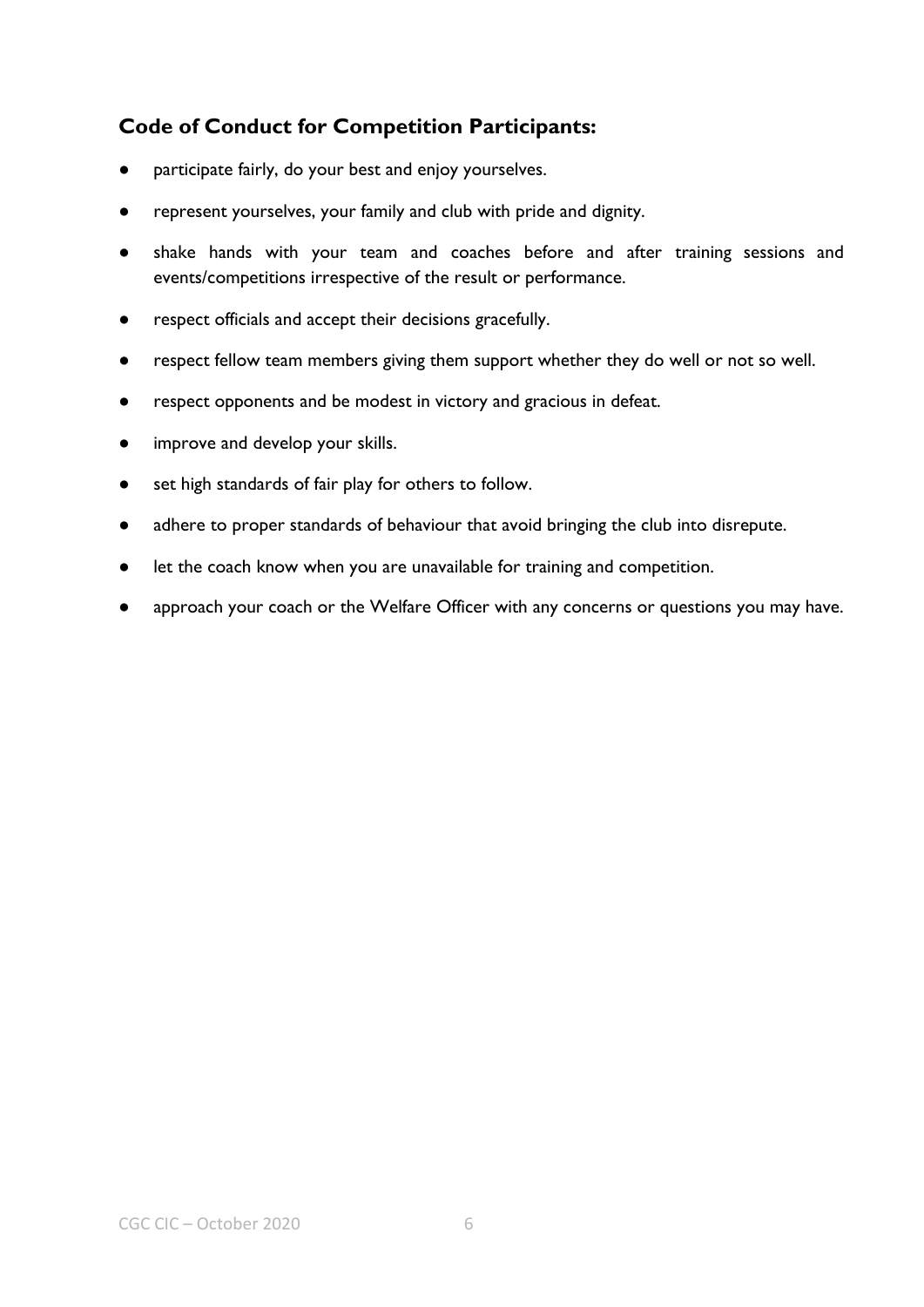## Code of Conduct for Competition Participants:

- participate fairly, do your best and enjoy yourselves.
- represent yourselves, your family and club with pride and dignity.
- shake hands with your team and coaches before and after training sessions and events/competitions irrespective of the result or performance.
- respect officials and accept their decisions gracefully.
- respect fellow team members giving them support whether they do well or not so well.
- respect opponents and be modest in victory and gracious in defeat.
- improve and develop your skills.
- set high standards of fair play for others to follow.
- adhere to proper standards of behaviour that avoid bringing the club into disrepute.
- let the coach know when you are unavailable for training and competition.
- approach your coach or the Welfare Officer with any concerns or questions you may have.